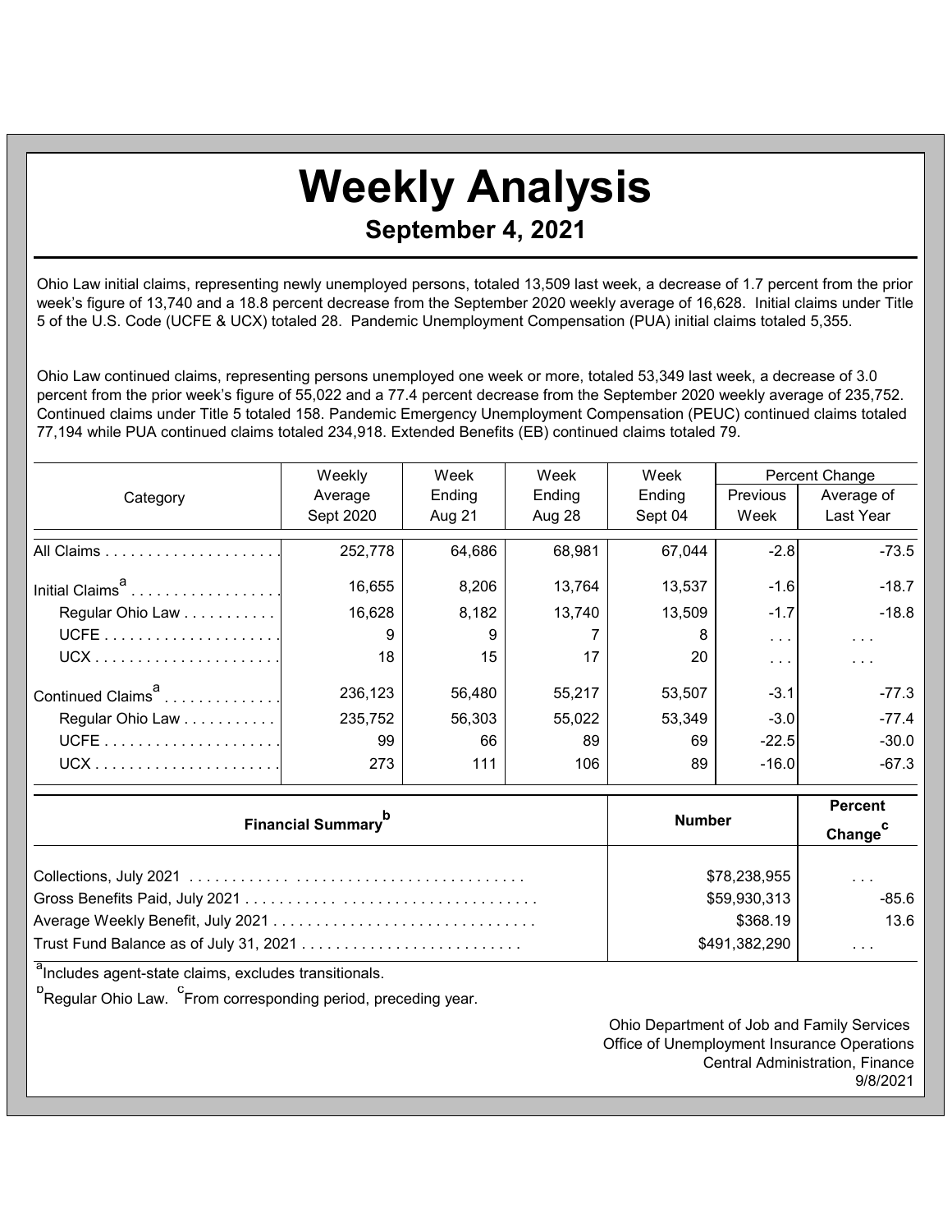# Weekly Analysis

## September 4, 2021

Ohio Law initial claims, representing newly unemployed persons, totaled 13,509 last week, a decrease of 1.7 percent from the prior week's figure of 13,740 and a 18.8 percent decrease from the September 2020 weekly average of 16,628. Initial claims under Title 5 of the U.S. Code (UCFE & UCX) totaled 28. Pandemic Unemployment Compensation (PUA) initial claims totaled 5,355.

Ohio Law continued claims, representing persons unemployed one week or more, totaled 53,349 last week, a decrease of 3.0 percent from the prior week's figure of 55,022 and a 77.4 percent decrease from the September 2020 weekly average of 235,752. Continued claims under Title 5 totaled 158. Pandemic Emergency Unemployment Compensation (PEUC) continued claims totaled 77,194 while PUA continued claims totaled 234,918. Extended Benefits (EB) continued claims totaled 79.

| Category | Weekly Average Sept 2020 | Week Ending Aug 21 | Week Ending Aug 28 | Week Ending Sept 04 | Percent Change Previous Week | Percent Change Average of Last Year |
|---|---|---|---|---|---|---|
| All Claims | 252,778 | 64,686 | 68,981 | 67,044 | -2.8 | -73.5 |
| Initial Claims[a] | 16,655 | 8,206 | 13,764 | 13,537 | -1.6 | -18.7 |
| Regular Ohio Law | 16,628 | 8,182 | 13,740 | 13,509 | -1.7 | -18.8 |
| UCFE | 9 | 9 | 7 | 8 | ... | ... |
| UCX | 18 | 15 | 17 | 20 | ... | ... |
| Continued Claims[a] | 236,123 | 56,480 | 55,217 | 53,507 | -3.1 | -77.3 |
| Regular Ohio Law | 235,752 | 56,303 | 55,022 | 53,349 | -3.0 | -77.4 |
| UCFE | 99 | 66 | 89 | 69 | -22.5 | -30.0 |
| UCX | 273 | 111 | 106 | 89 | -16.0 | -67.3 |

| Financial Summary[b] | Number | Percent Change[c] |
|---|---|---|
| Collections, July 2021 | $78,238,955 | ... |
| Gross Benefits Paid, July 2021 | $59,930,313 | -85.6 |
| Average Weekly Benefit, July 2021 | $368.19 | 13.6 |
| Trust Fund Balance as of July 31, 2021 | $491,382,290 | ... |

[a]Includes agent-state claims, excludes transitionals.

[b]Regular Ohio Law. [c]From corresponding period, preceding year.

Ohio Department of Job and Family Services
Office of Unemployment Insurance Operations
Central Administration, Finance
9/8/2021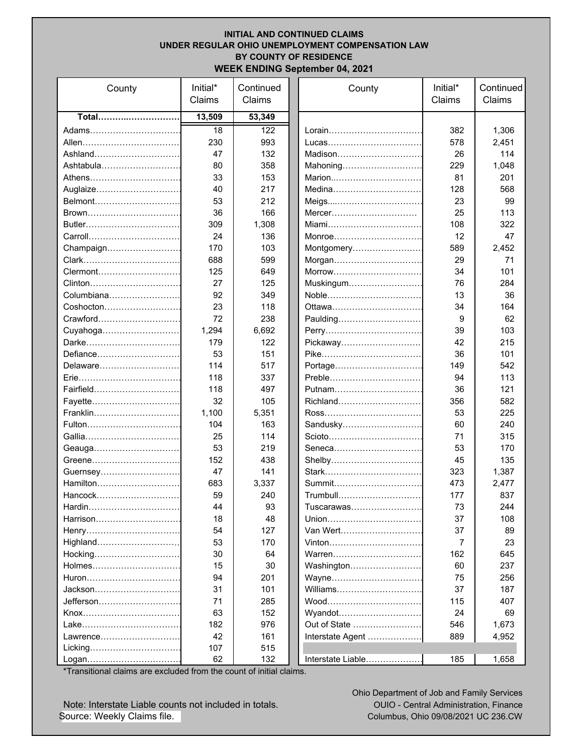**INITIAL AND CONTINUED CLAIMS**
**UNDER REGULAR OHIO UNEMPLOYMENT COMPENSATION LAW**
**BY COUNTY OF RESIDENCE**
**WEEK ENDING September 04, 2021**

| County | Initial* Claims | Continued Claims | County | Initial* Claims | Continued Claims |
|---|---|---|---|---|---|
| **Total** | **13,509** | **53,349** | | | |
| Adams | 18 | 122 | Lorain | 382 | 1,306 |
| Allen | 230 | 993 | Lucas | 578 | 2,451 |
| Ashland | 47 | 132 | Madison | 26 | 114 |
| Ashtabula | 80 | 358 | Mahoning | 229 | 1,048 |
| Athens | 33 | 153 | Marion | 81 | 201 |
| Auglaize | 40 | 217 | Medina | 128 | 568 |
| Belmont | 53 | 212 | Meigs | 23 | 99 |
| Brown | 36 | 166 | Mercer | 25 | 113 |
| Butler | 309 | 1,308 | Miami | 108 | 322 |
| Carroll | 24 | 136 | Monroe | 12 | 47 |
| Champaign | 170 | 103 | Montgomery | 589 | 2,452 |
| Clark | 688 | 599 | Morgan | 29 | 71 |
| Clermont | 125 | 649 | Morrow | 34 | 101 |
| Clinton | 27 | 125 | Muskingum | 76 | 284 |
| Columbiana | 92 | 349 | Noble | 13 | 36 |
| Coshocton | 23 | 118 | Ottawa | 34 | 164 |
| Crawford | 72 | 238 | Paulding | 9 | 62 |
| Cuyahoga | 1,294 | 6,692 | Perry | 39 | 103 |
| Darke | 179 | 122 | Pickaway | 42 | 215 |
| Defiance | 53 | 151 | Pike | 36 | 101 |
| Delaware | 114 | 517 | Portage | 149 | 542 |
| Erie | 118 | 337 | Preble | 94 | 113 |
| Fairfield | 118 | 497 | Putnam | 36 | 121 |
| Fayette | 32 | 105 | Richland | 356 | 582 |
| Franklin | 1,100 | 5,351 | Ross | 53 | 225 |
| Fulton | 104 | 163 | Sandusky | 60 | 240 |
| Gallia | 25 | 114 | Scioto | 71 | 315 |
| Geauga | 53 | 219 | Seneca | 53 | 170 |
| Greene | 152 | 438 | Shelby | 45 | 135 |
| Guernsey | 47 | 141 | Stark | 323 | 1,387 |
| Hamilton | 683 | 3,337 | Summit | 473 | 2,477 |
| Hancock | 59 | 240 | Trumbull | 177 | 837 |
| Hardin | 44 | 93 | Tuscarawas | 73 | 244 |
| Harrison | 18 | 48 | Union | 37 | 108 |
| Henry | 54 | 127 | Van Wert | 37 | 89 |
| Highland | 53 | 170 | Vinton | 7 | 23 |
| Hocking | 30 | 64 | Warren | 162 | 645 |
| Holmes | 15 | 30 | Washington | 60 | 237 |
| Huron | 94 | 201 | Wayne | 75 | 256 |
| Jackson | 31 | 101 | Williams | 37 | 187 |
| Jefferson | 71 | 285 | Wood | 115 | 407 |
| Knox | 63 | 152 | Wyandot | 24 | 69 |
| Lake | 182 | 976 | Out of State | 546 | 1,673 |
| Lawrence | 42 | 161 | Interstate Agent | 889 | 4,952 |
| Licking | 107 | 515 | | | |
| Logan | 62 | 132 | Interstate Liable | 185 | 1,658 |

*Transitional claims are excluded from the count of initial claims.

Note: Interstate Liable counts not included in totals.
Source: Weekly Claims file.

Ohio Department of Job and Family Services
OUIO - Central Administration, Finance
Columbus, Ohio 09/08/2021 UC 236.CW